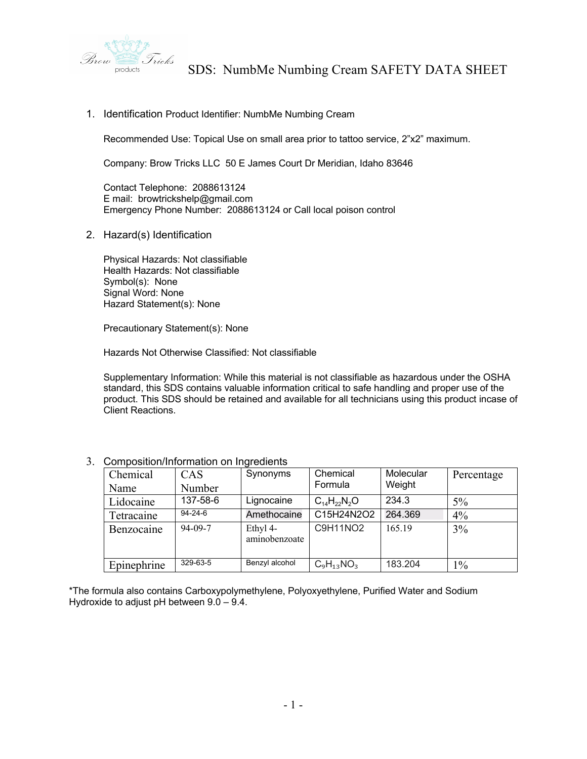# SDS: NumbMe Numbing Cream SAFETY DATA SHEET

Brow Tricks products

1. Identification Product Identifier: NumbMe Numbing Cream

   Recommended Use: Topical Use on small area prior to tattoo service, 2"x2" maximum.

   Company: Brow Tricks LLC 50 E James Court Dr Meridian, Idaho 83646

   Contact Telephone: 2088613124
   E mail: browtrickshelp@gmail.com
   Emergency Phone Number: 2088613124 or Call local poison control

2. Hazard(s) Identification

   Physical Hazards: Not classifiable
   Health Hazards: Not classifiable
   Symbol(s): None
   Signal Word: None
   Hazard Statement(s): None

   Precautionary Statement(s): None

   Hazards Not Otherwise Classified: Not classifiable

   Supplementary Information: While this material is not classifiable as hazardous under the OSHA standard, this SDS contains valuable information critical to safe handling and proper use of the product. This SDS should be retained and available for all technicians using this product incase of Client Reactions.

3. Composition/Information on Ingredients

| Chemical Name | CAS Number | Synonyms | Chemical Formula | Molecular Weight | Percentage |
|---|---|---|---|---|---|
| Lidocaine | 137-58-6 | Lignocaine | $C_{14}H_{22}N_2O$ | 234.3 | 5% |
| Tetracaine | 94-24-6 | Amethocaine | C15H24N2O2 | 264.369 | 4% |
| Benzocaine | 94-09-7 | Ethyl 4-aminobenzoate | C9H11NO2 | 165.19 | 3% |
| Epinephrine | 329-63-5 | Benzyl alcohol | $C_9H_{13}NO_3$ | 183.204 | 1% |

*The formula also contains Carboxypolymethylene, Polyoxyethylene, Purified Water and Sodium Hydroxide to adjust pH between 9.0 – 9.4.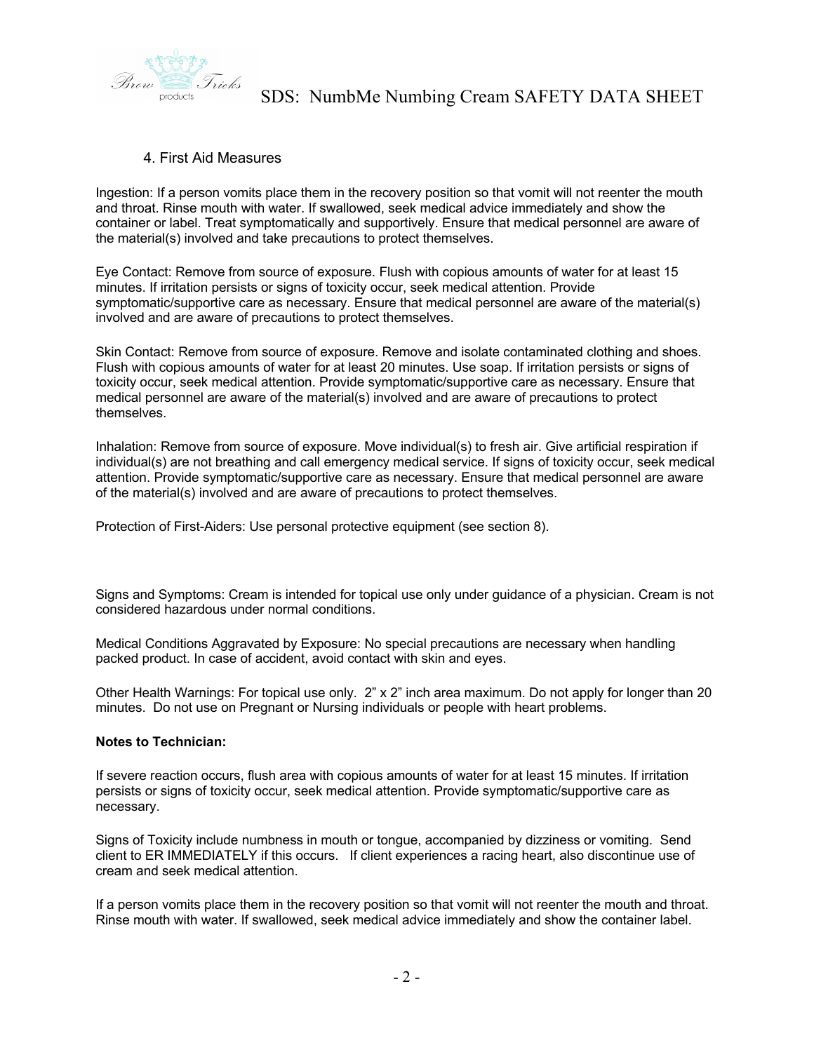## 4. First Aid Measures

Ingestion: If a person vomits place them in the recovery position so that vomit will not reenter the mouth and throat. Rinse mouth with water. If swallowed, seek medical advice immediately and show the container or label. Treat symptomatically and supportively. Ensure that medical personnel are aware of the material(s) involved and take precautions to protect themselves.

Eye Contact: Remove from source of exposure. Flush with copious amounts of water for at least 15 minutes. If irritation persists or signs of toxicity occur, seek medical attention. Provide symptomatic/supportive care as necessary. Ensure that medical personnel are aware of the material(s) involved and are aware of precautions to protect themselves.

Skin Contact: Remove from source of exposure. Remove and isolate contaminated clothing and shoes. Flush with copious amounts of water for at least 20 minutes. Use soap. If irritation persists or signs of toxicity occur, seek medical attention. Provide symptomatic/supportive care as necessary. Ensure that medical personnel are aware of the material(s) involved and are aware of precautions to protect themselves.

Inhalation: Remove from source of exposure. Move individual(s) to fresh air. Give artificial respiration if individual(s) are not breathing and call emergency medical service. If signs of toxicity occur, seek medical attention. Provide symptomatic/supportive care as necessary. Ensure that medical personnel are aware of the material(s) involved and are aware of precautions to protect themselves.

Protection of First-Aiders: Use personal protective equipment (see section 8).

Signs and Symptoms: Cream is intended for topical use only under guidance of a physician. Cream is not considered hazardous under normal conditions.

Medical Conditions Aggravated by Exposure: No special precautions are necessary when handling packed product. In case of accident, avoid contact with skin and eyes.

Other Health Warnings: For topical use only. 2" x 2" inch area maximum. Do not apply for longer than 20 minutes. Do not use on Pregnant or Nursing individuals or people with heart problems.

**Notes to Technician:**

If severe reaction occurs, flush area with copious amounts of water for at least 15 minutes. If irritation persists or signs of toxicity occur, seek medical attention. Provide symptomatic/supportive care as necessary.

Signs of Toxicity include numbness in mouth or tongue, accompanied by dizziness or vomiting. Send client to ER IMMEDIATELY if this occurs. If client experiences a racing heart, also discontinue use of cream and seek medical attention.

If a person vomits place them in the recovery position so that vomit will not reenter the mouth and throat. Rinse mouth with water. If swallowed, seek medical advice immediately and show the container label.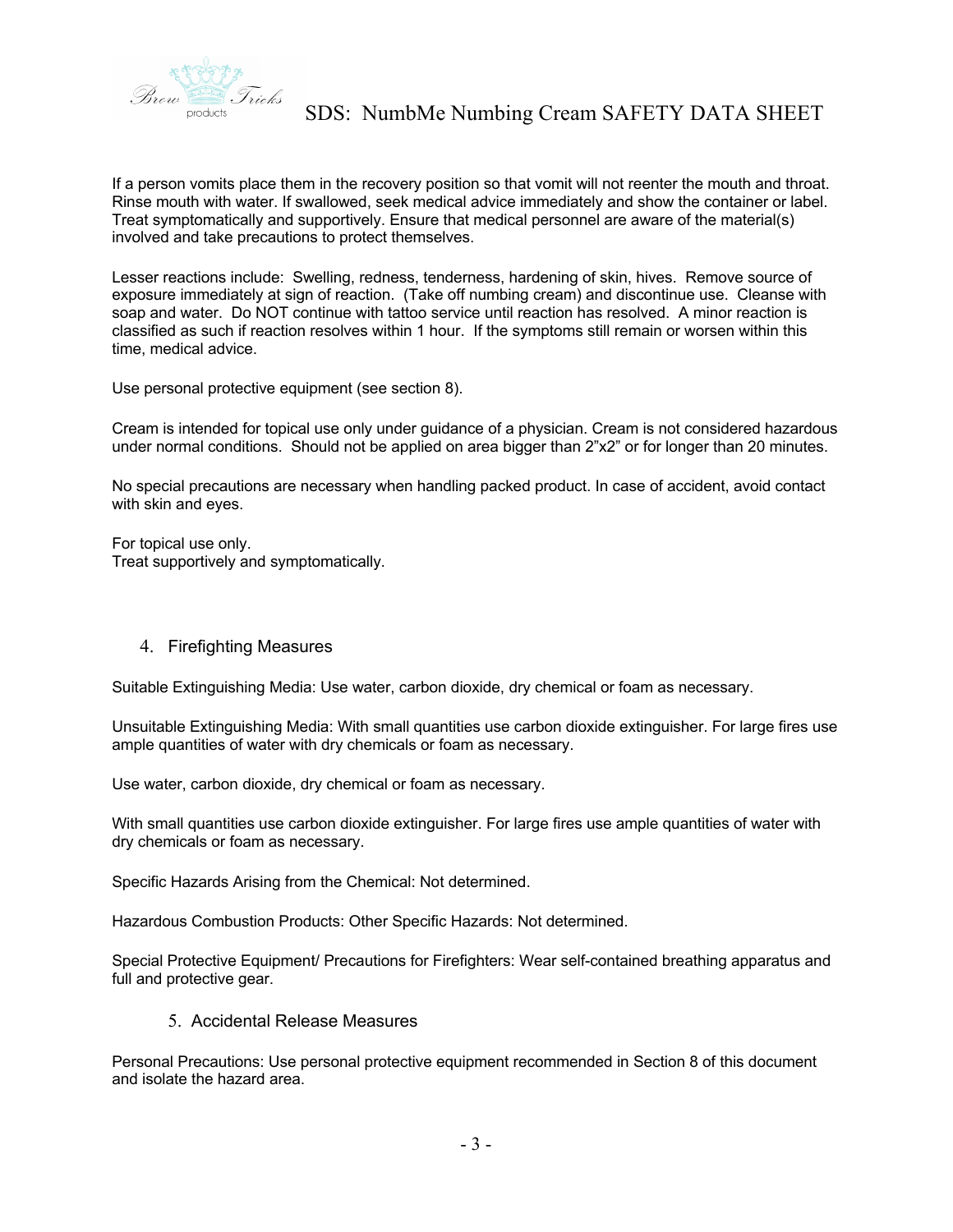If a person vomits place them in the recovery position so that vomit will not reenter the mouth and throat. Rinse mouth with water. If swallowed, seek medical advice immediately and show the container or label. Treat symptomatically and supportively. Ensure that medical personnel are aware of the material(s) involved and take precautions to protect themselves.

Lesser reactions include: Swelling, redness, tenderness, hardening of skin, hives. Remove source of exposure immediately at sign of reaction. (Take off numbing cream) and discontinue use. Cleanse with soap and water. Do NOT continue with tattoo service until reaction has resolved. A minor reaction is classified as such if reaction resolves within 1 hour. If the symptoms still remain or worsen within this time, medical advice.

Use personal protective equipment (see section 8).

Cream is intended for topical use only under guidance of a physician. Cream is not considered hazardous under normal conditions. Should not be applied on area bigger than 2"x2" or for longer than 20 minutes.

No special precautions are necessary when handling packed product. In case of accident, avoid contact with skin and eyes.

For topical use only.
Treat supportively and symptomatically.

## 4. Firefighting Measures

Suitable Extinguishing Media: Use water, carbon dioxide, dry chemical or foam as necessary.

Unsuitable Extinguishing Media: With small quantities use carbon dioxide extinguisher. For large fires use ample quantities of water with dry chemicals or foam as necessary.

Use water, carbon dioxide, dry chemical or foam as necessary.

With small quantities use carbon dioxide extinguisher. For large fires use ample quantities of water with dry chemicals or foam as necessary.

Specific Hazards Arising from the Chemical: Not determined.

Hazardous Combustion Products: Other Specific Hazards: Not determined.

Special Protective Equipment/ Precautions for Firefighters: Wear self-contained breathing apparatus and full and protective gear.

## 5. Accidental Release Measures

Personal Precautions: Use personal protective equipment recommended in Section 8 of this document and isolate the hazard area.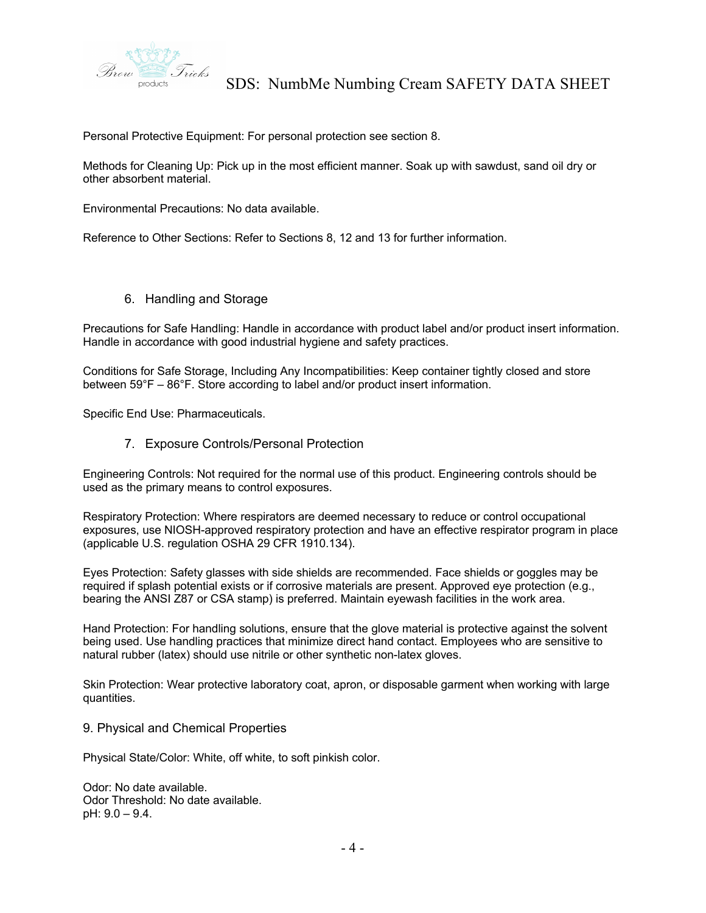Personal Protective Equipment: For personal protection see section 8.

Methods for Cleaning Up: Pick up in the most efficient manner. Soak up with sawdust, sand oil dry or other absorbent material.

Environmental Precautions: No data available.

Reference to Other Sections: Refer to Sections 8, 12 and 13 for further information.

## 6. Handling and Storage

Precautions for Safe Handling: Handle in accordance with product label and/or product insert information. Handle in accordance with good industrial hygiene and safety practices.

Conditions for Safe Storage, Including Any Incompatibilities: Keep container tightly closed and store between 59°F – 86°F. Store according to label and/or product insert information.

Specific End Use: Pharmaceuticals.

## 7. Exposure Controls/Personal Protection

Engineering Controls: Not required for the normal use of this product. Engineering controls should be used as the primary means to control exposures.

Respiratory Protection: Where respirators are deemed necessary to reduce or control occupational exposures, use NIOSH-approved respiratory protection and have an effective respirator program in place (applicable U.S. regulation OSHA 29 CFR 1910.134).

Eyes Protection: Safety glasses with side shields are recommended. Face shields or goggles may be required if splash potential exists or if corrosive materials are present. Approved eye protection (e.g., bearing the ANSI Z87 or CSA stamp) is preferred. Maintain eyewash facilities in the work area.

Hand Protection: For handling solutions, ensure that the glove material is protective against the solvent being used. Use handling practices that minimize direct hand contact. Employees who are sensitive to natural rubber (latex) should use nitrile or other synthetic non-latex gloves.

Skin Protection: Wear protective laboratory coat, apron, or disposable garment when working with large quantities.

## 9. Physical and Chemical Properties

Physical State/Color: White, off white, to soft pinkish color.

Odor: No date available.
Odor Threshold: No date available.
pH: 9.0 – 9.4.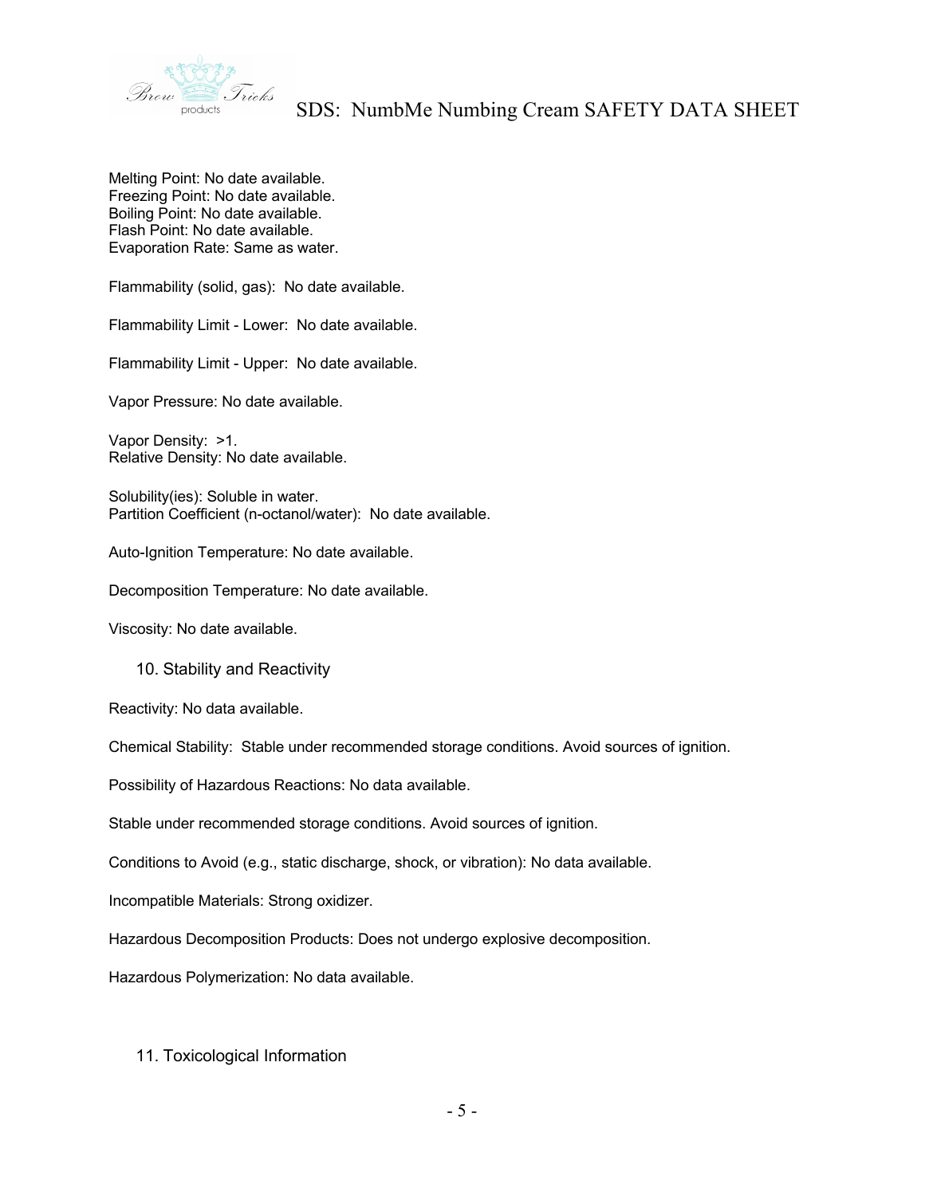Melting Point: No date available.
Freezing Point: No date available.
Boiling Point: No date available.
Flash Point: No date available.
Evaporation Rate: Same as water.

Flammability (solid, gas): No date available.

Flammability Limit - Lower: No date available.

Flammability Limit - Upper: No date available.

Vapor Pressure: No date available.

Vapor Density: >1.
Relative Density: No date available.

Solubility(ies): Soluble in water.
Partition Coefficient (n-octanol/water): No date available.

Auto-Ignition Temperature: No date available.

Decomposition Temperature: No date available.

Viscosity: No date available.

## 10. Stability and Reactivity

Reactivity: No data available.

Chemical Stability: Stable under recommended storage conditions. Avoid sources of ignition.

Possibility of Hazardous Reactions: No data available.

Stable under recommended storage conditions. Avoid sources of ignition.

Conditions to Avoid (e.g., static discharge, shock, or vibration): No data available.

Incompatible Materials: Strong oxidizer.

Hazardous Decomposition Products: Does not undergo explosive decomposition.

Hazardous Polymerization: No data available.

## 11. Toxicological Information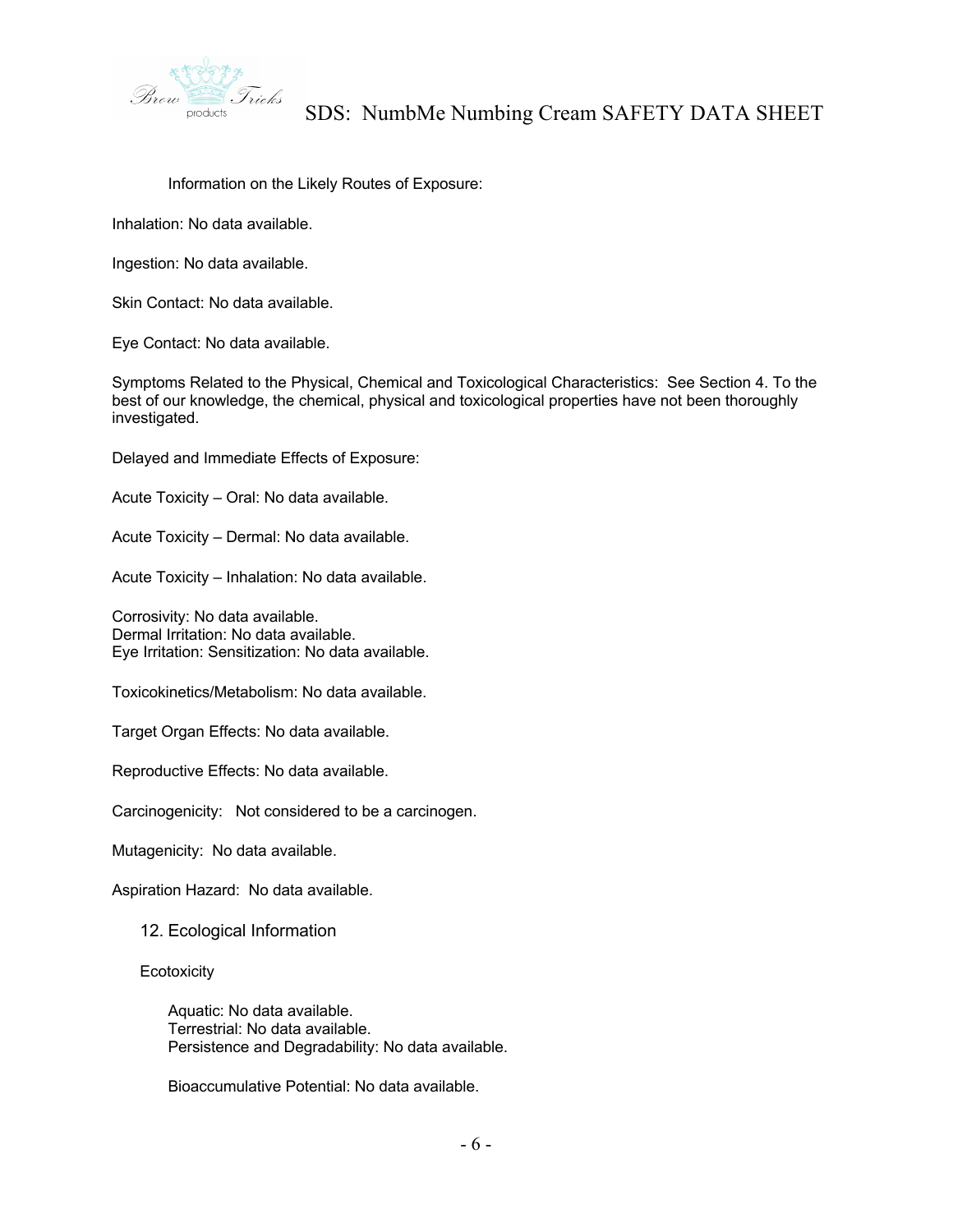Information on the Likely Routes of Exposure:

Inhalation: No data available.

Ingestion: No data available.

Skin Contact: No data available.

Eye Contact: No data available.

Symptoms Related to the Physical, Chemical and Toxicological Characteristics: See Section 4. To the best of our knowledge, the chemical, physical and toxicological properties have not been thoroughly investigated.

Delayed and Immediate Effects of Exposure:

Acute Toxicity – Oral: No data available.

Acute Toxicity – Dermal: No data available.

Acute Toxicity – Inhalation: No data available.

Corrosivity: No data available.
Dermal Irritation: No data available.
Eye Irritation: Sensitization: No data available.

Toxicokinetics/Metabolism: No data available.

Target Organ Effects: No data available.

Reproductive Effects: No data available.

Carcinogenicity: Not considered to be a carcinogen.

Mutagenicity: No data available.

Aspiration Hazard: No data available.

## 12. Ecological Information

Ecotoxicity

Aquatic: No data available.
Terrestrial: No data available.
Persistence and Degradability: No data available.

Bioaccumulative Potential: No data available.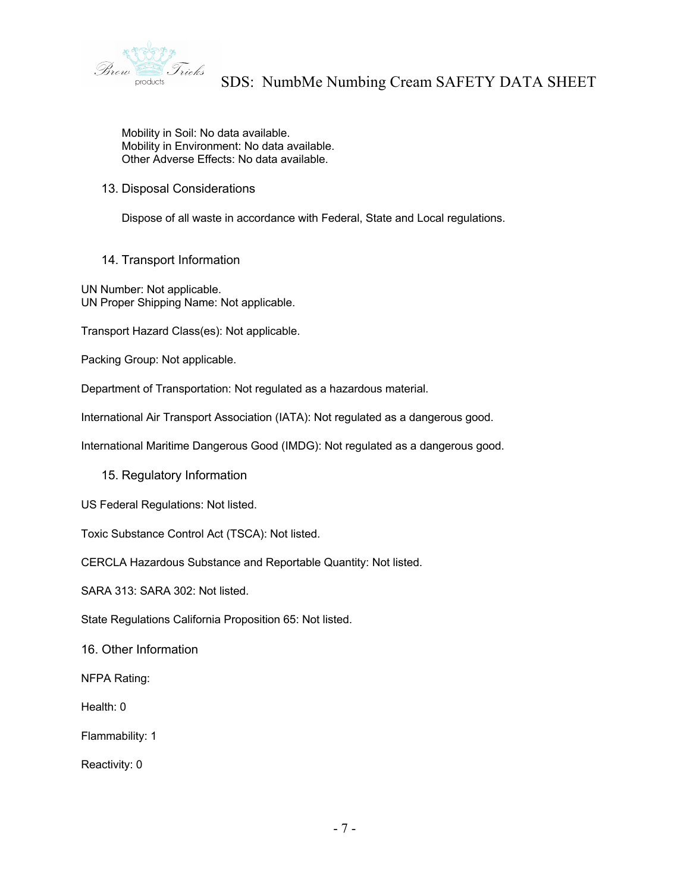Mobility in Soil: No data available.
Mobility in Environment: No data available.
Other Adverse Effects: No data available.

## 13. Disposal Considerations

Dispose of all waste in accordance with Federal, State and Local regulations.

## 14. Transport Information

UN Number: Not applicable.
UN Proper Shipping Name: Not applicable.

Transport Hazard Class(es): Not applicable.

Packing Group: Not applicable.

Department of Transportation: Not regulated as a hazardous material.

International Air Transport Association (IATA): Not regulated as a dangerous good.

International Maritime Dangerous Good (IMDG): Not regulated as a dangerous good.

## 15. Regulatory Information

US Federal Regulations: Not listed.

Toxic Substance Control Act (TSCA): Not listed.

CERCLA Hazardous Substance and Reportable Quantity: Not listed.

SARA 313: SARA 302: Not listed.

State Regulations California Proposition 65: Not listed.

## 16. Other Information

NFPA Rating:

Health: 0

Flammability: 1

Reactivity: 0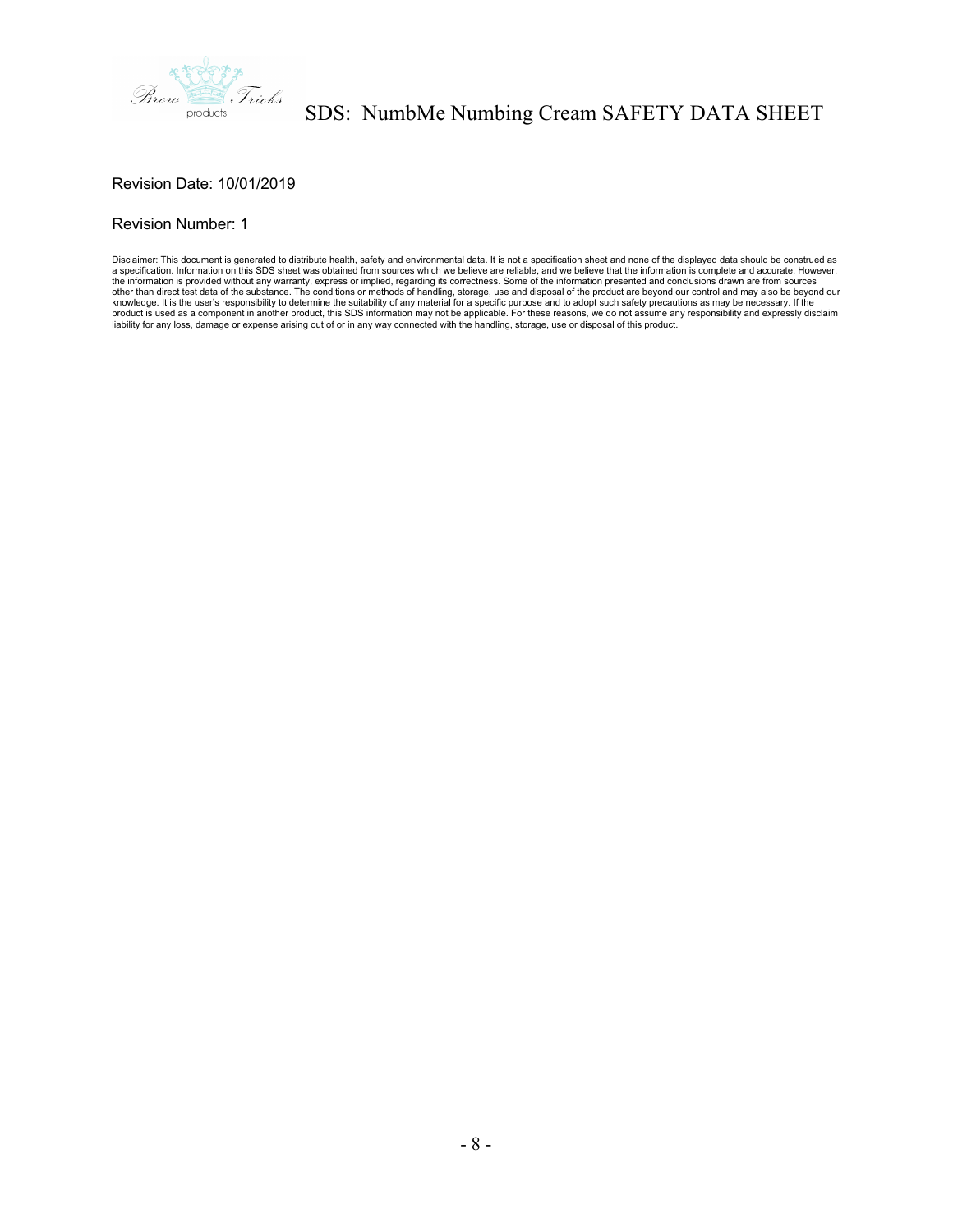Revision Date: 10/01/2019

Revision Number: 1

Disclaimer: This document is generated to distribute health, safety and environmental data. It is not a specification sheet and none of the displayed data should be construed as a specification. Information on this SDS sheet was obtained from sources which we believe are reliable, and we believe that the information is complete and accurate. However, the information is provided without any warranty, express or implied, regarding its correctness. Some of the information presented and conclusions drawn are from sources other than direct test data of the substance. The conditions or methods of handling, storage, use and disposal of the product are beyond our control and may also be beyond our knowledge. It is the user's responsibility to determine the suitability of any material for a specific purpose and to adopt such safety precautions as may be necessary. If the product is used as a component in another product, this SDS information may not be applicable. For these reasons, we do not assume any responsibility and expressly disclaim liability for any loss, damage or expense arising out of or in any way connected with the handling, storage, use or disposal of this product.